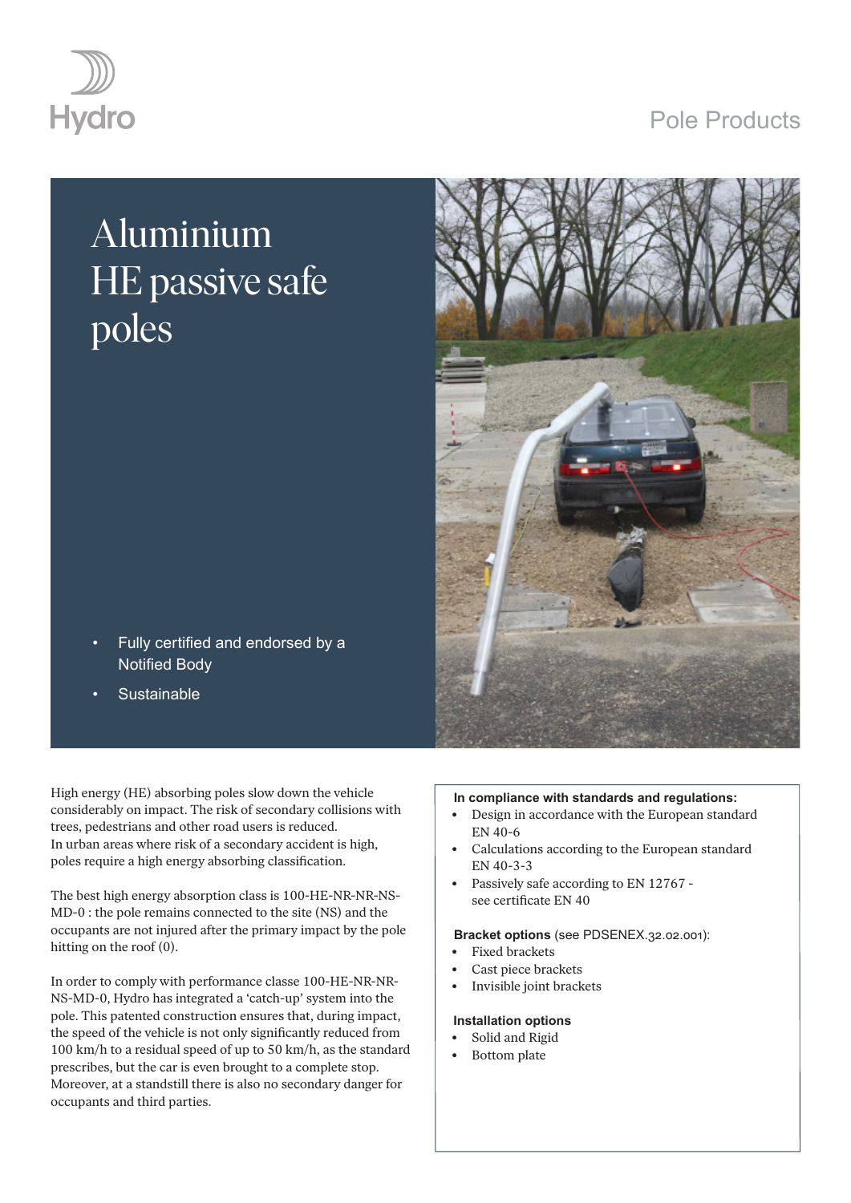Hydro

Pole Products

# Aluminium HE passive safe poles

- Fully certified and endorsed by a Notified Body
- Sustainable

High energy (HE) absorbing poles slow down the vehicle considerably on impact. The risk of secondary collisions with trees, pedestrians and other road users is reduced. In urban areas where risk of a secondary accident is high, poles require a high energy absorbing classification.

The best high energy absorption class is 100-HE-NR-NR-NS-MD-0 : the pole remains connected to the site (NS) and the occupants are not injured after the primary impact by the pole hitting on the roof (0).

In order to comply with performance classe 100-HE-NR-NR-NS-MD-0, Hydro has integrated a 'catch-up' system into the pole. This patented construction ensures that, during impact, the speed of the vehicle is not only significantly reduced from 100 km/h to a residual speed of up to 50 km/h, as the standard prescribes, but the car is even brought to a complete stop. Moreover, at a standstill there is also no secondary danger for occupants and third parties.

**In compliance with standards and regulations:**

- Design in accordance with the European standard EN 40-6
- Calculations according to the European standard EN 40-3-3
- Passively safe according to EN 12767 - see certificate EN 40

**Bracket options** (see PDSENEX.32.02.001):

- Fixed brackets
- Cast piece brackets
- Invisible joint brackets

**Installation options**

- Solid and Rigid
- Bottom plate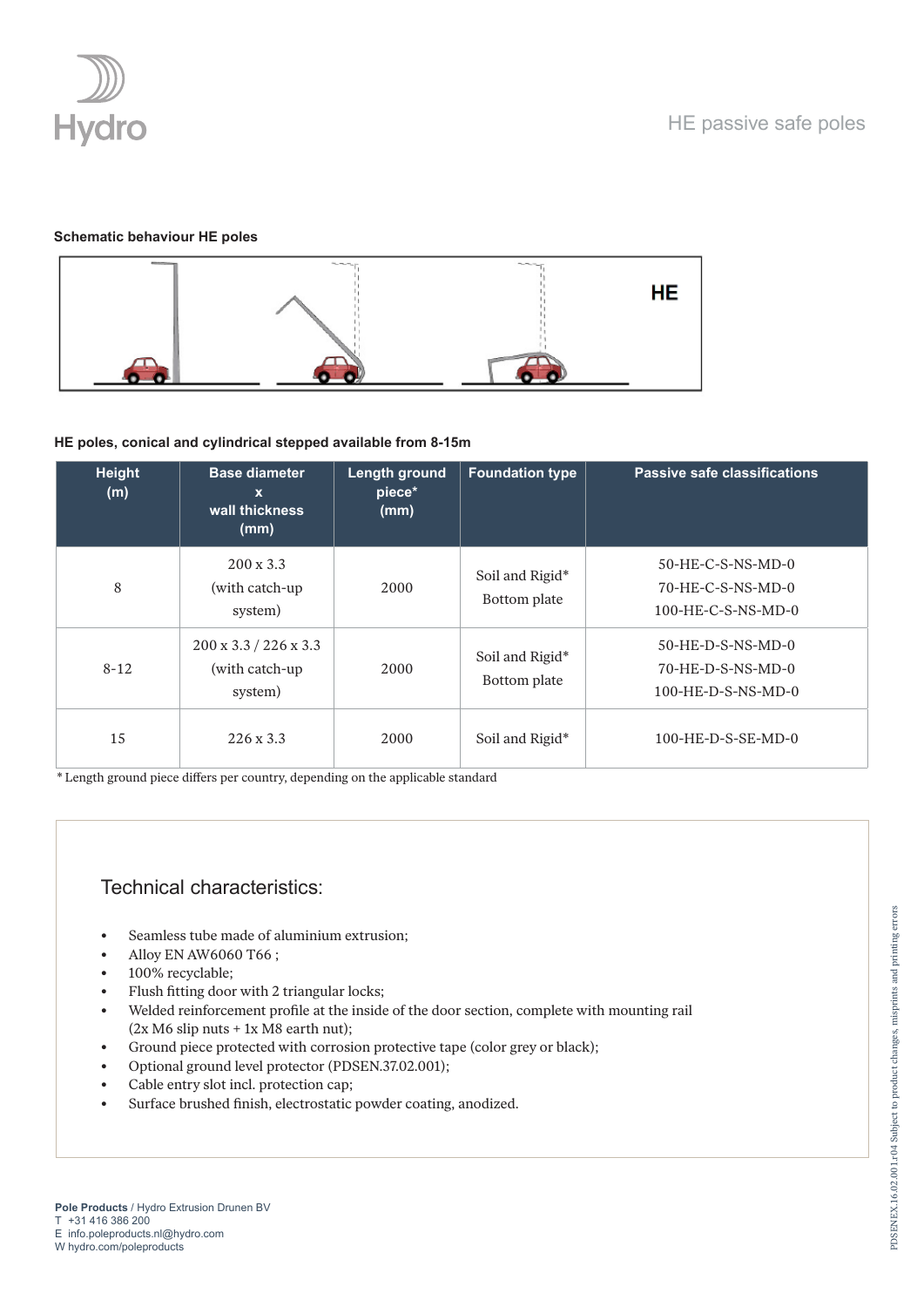HE passive safe poles

### Schematic behaviour HE poles

HE

### HE poles, conical and cylindrical stepped available from 8-15m

| Height (m) | Base diameter x wall thickness (mm) | Length ground piece* (mm) | Foundation type | Passive safe classifications |
|---|---|---|---|---|
| 8 | 200 x 3.3 (with catch-up system) | 2000 | Soil and Rigid* Bottom plate | 50-HE-C-S-NS-MD-0<br>70-HE-C-S-NS-MD-0<br>100-HE-C-S-NS-MD-0 |
| 8-12 | 200 x 3.3 / 226 x 3.3 (with catch-up system) | 2000 | Soil and Rigid* Bottom plate | 50-HE-D-S-NS-MD-0<br>70-HE-D-S-NS-MD-0<br>100-HE-D-S-NS-MD-0 |
| 15 | 226 x 3.3 | 2000 | Soil and Rigid* | 100-HE-D-S-SE-MD-0 |

* Length ground piece differs per country, depending on the applicable standard

## Technical characteristics:

- Seamless tube made of aluminium extrusion;
- Alloy EN AW6060 T66 ;
- 100% recyclable;
- Flush fitting door with 2 triangular locks;
- Welded reinforcement profile at the inside of the door section, complete with mounting rail (2x M6 slip nuts + 1x M8 earth nut);
- Ground piece protected with corrosion protective tape (color grey or black);
- Optional ground level protector (PDSEN.37.02.001);
- Cable entry slot incl. protection cap;
- Surface brushed finish, electrostatic powder coating, anodized.

**Pole Products** / Hydro Extrusion Drunen BV
T +31 416 386 200
E info.poleproducts.nl@hydro.com
W hydro.com/poleproducts

PDSENEX.16.02.001.r04 Subject to product changes, misprints and printing errors